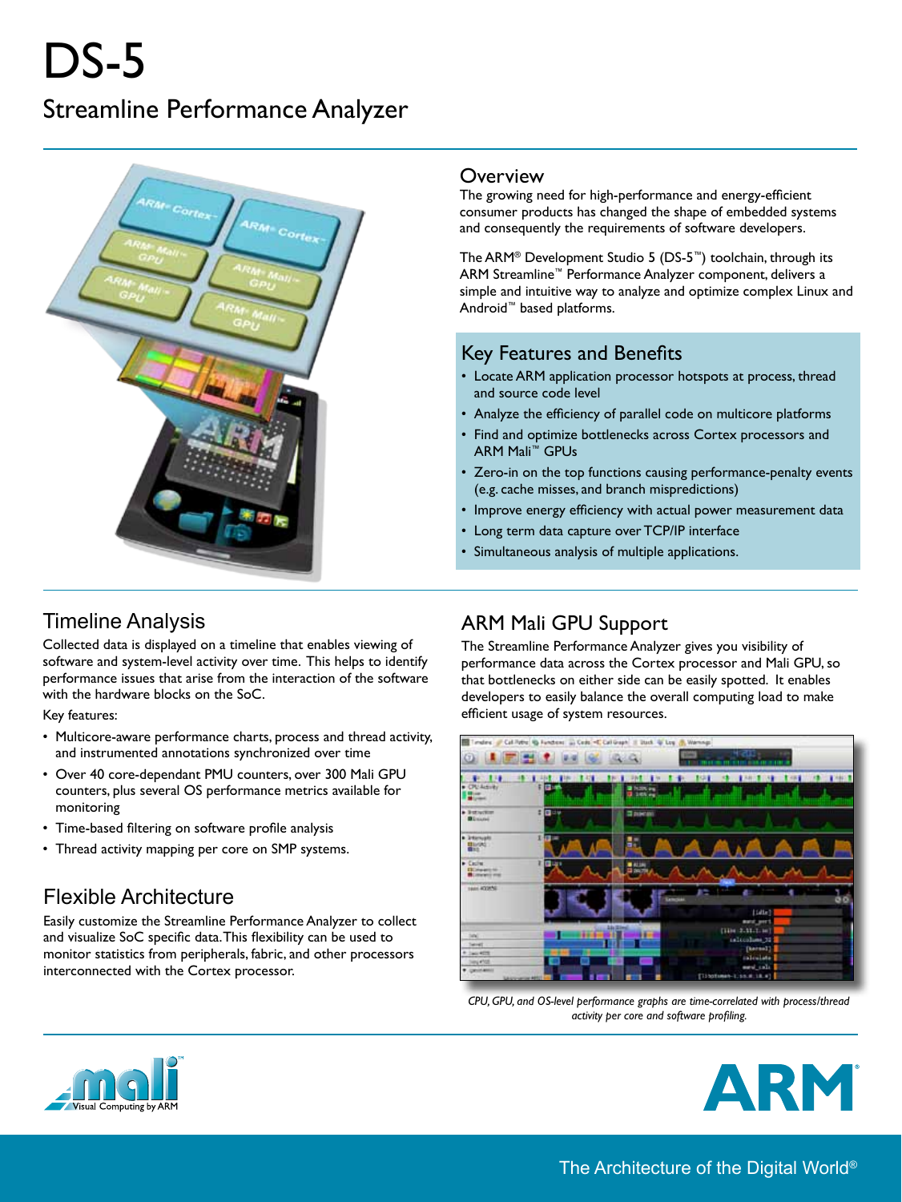# DS-5

## Streamline Performance Analyzer

## Overview

The growing need for high-performance and energy-efficient consumer products has changed the shape of embedded systems and consequently the requirements of software developers.

The ARM® Development Studio 5 (DS-5™) toolchain, through its ARM Streamline™ Performance Analyzer component, delivers a simple and intuitive way to analyze and optimize complex Linux and Android™ based platforms.

## Key Features and Benefits

- Locate ARM application processor hotspots at process, thread and source code level
- Analyze the efficiency of parallel code on multicore platforms
- Find and optimize bottlenecks across Cortex processors and ARM Mali™ GPUs
- Zero-in on the top functions causing performance-penalty events (e.g. cache misses, and branch mispredictions)
- Improve energy efficiency with actual power measurement data
- Long term data capture over TCP/IP interface
- Simultaneous analysis of multiple applications.

## Timeline Analysis

Collected data is displayed on a timeline that enables viewing of software and system-level activity over time. This helps to identify performance issues that arise from the interaction of the software with the hardware blocks on the SoC.

Key features:

- Multicore-aware performance charts, process and thread activity, and instrumented annotations synchronized over time
- Over 40 core-dependant PMU counters, over 300 Mali GPU counters, plus several OS performance metrics available for monitoring
- Time-based filtering on software profile analysis
- Thread activity mapping per core on SMP systems.

## Flexible Architecture

Easily customize the Streamline Performance Analyzer to collect and visualize SoC specific data. This flexibility can be used to monitor statistics from peripherals, fabric, and other processors interconnected with the Cortex processor.

## ARM Mali GPU Support

The Streamline Performance Analyzer gives you visibility of performance data across the Cortex processor and Mali GPU, so that bottlenecks on either side can be easily spotted. It enables developers to easily balance the overall computing load to make efficient usage of system resources.

*CPU, GPU, and OS-level performance graphs are time-correlated with process/thread activity per core and software profiling.*

The Architecture of the Digital World®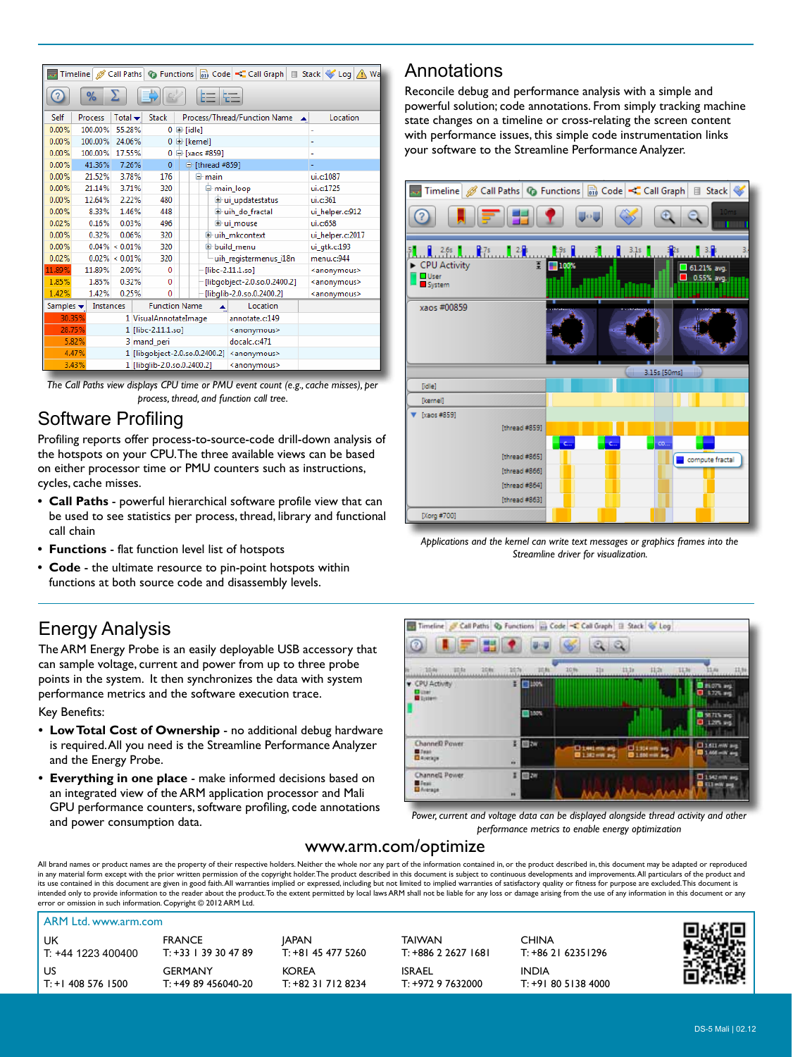The Call Paths view displays CPU time or PMU event count (e.g., cache misses), per process, thread, and function call tree.

## Software Profiling

Profiling reports offer process-to-source-code drill-down analysis of the hotspots on your CPU. The three available views can be based on either processor time or PMU counters such as instructions, cycles, cache misses.

- **Call Paths** - powerful hierarchical software profile view that can be used to see statistics per process, thread, library and functional call chain
- **Functions** - flat function level list of hotspots
- **Code** - the ultimate resource to pin-point hotspots within functions at both source code and disassembly levels.

## Annotations

Reconcile debug and performance analysis with a simple and powerful solution; code annotations. From simply tracking machine state changes on a timeline or cross-relating the screen content with performance issues, this simple code instrumentation links your software to the Streamline Performance Analyzer.

Applications and the kernel can write text messages or graphics frames into the Streamline driver for visualization.

## Energy Analysis

The ARM Energy Probe is an easily deployable USB accessory that can sample voltage, current and power from up to three probe points in the system. It then synchronizes the data with system performance metrics and the software execution trace.

Key Benefits:

- **Low Total Cost of Ownership** - no additional debug hardware is required. All you need is the Streamline Performance Analyzer and the Energy Probe.
- **Everything in one place** - make informed decisions based on an integrated view of the ARM application processor and Mali GPU performance counters, software profiling, code annotations and power consumption data.

Power, current and voltage data can be displayed alongside thread activity and other performance metrics to enable energy optimization

www.arm.com/optimize

All brand names or product names are the property of their respective holders. Neither the whole nor any part of the information contained in, or the product described in, this document may be adapted or reproduced in any material form except with the prior written permission of the copyright holder. The product described in this document is subject to continuous developments and improvements. All particulars of the product and its use contained in this document are given in good faith. All warranties implied or expressed, including but not limited to implied warranties of satisfactory quality or fitness for purpose are excluded. This document is intended only to provide information to the reader about the product. To the extent permitted by local laws ARM shall not be liable for any loss or damage arising from the use of any information in this document or any error or omission in such information. Copyright © 2012 ARM Ltd.

ARM Ltd. www.arm.com

| | | | | |
|---|---|---|---|---|
| UK<br>T: +44 1223 400400 | FRANCE<br>T: +33 1 39 30 47 89 | JAPAN<br>T: +81 45 477 5260 | TAIWAN<br>T: +886 2 2627 1681 | CHINA<br>T: +86 21 62351296 |
| US<br>T: +1 408 576 1500 | GERMANY<br>T: +49 89 456040-20 | KOREA<br>T: +82 31 712 8234 | ISRAEL<br>T: +972 9 7632000 | INDIA<br>T: +91 80 5138 4000 |

DS-5 Mali | 02.12